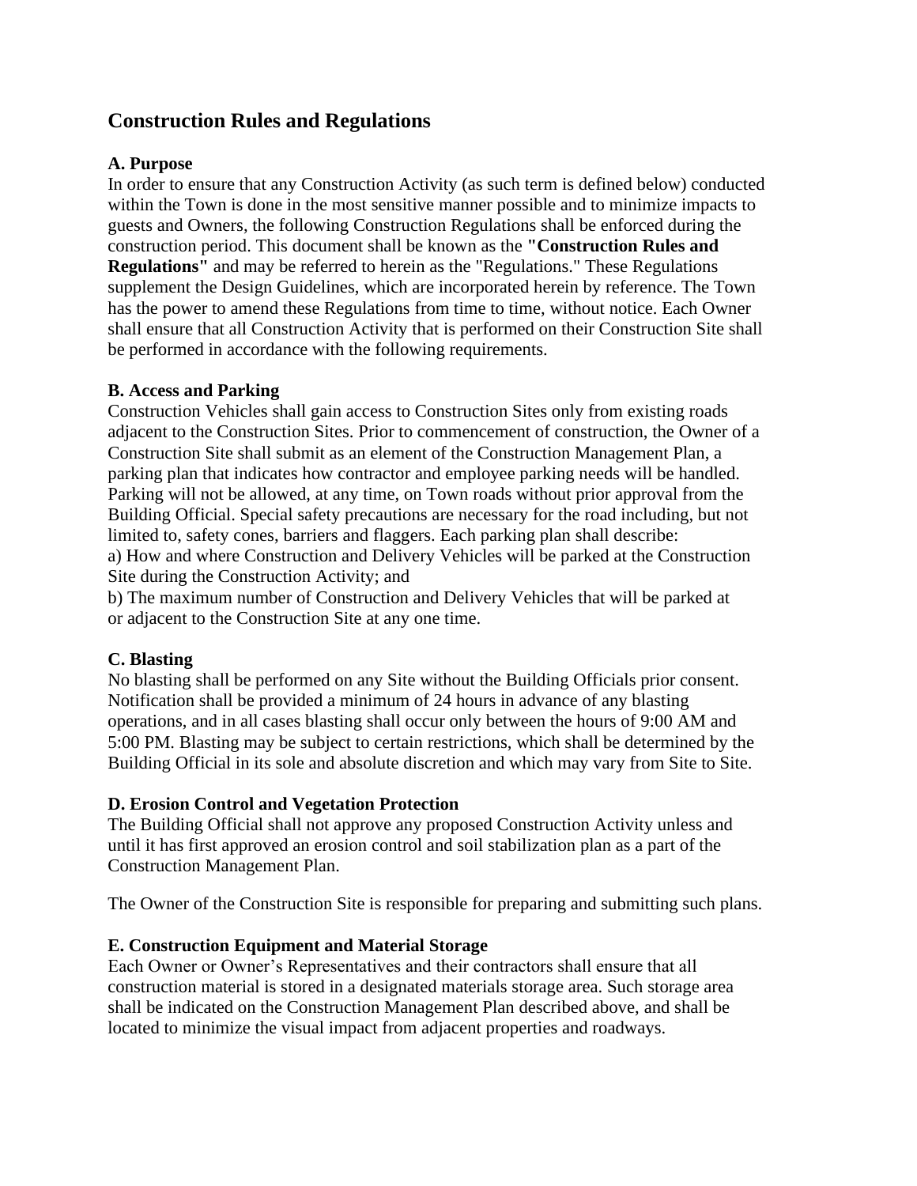# Construction Rules and Regulations

## A. Purpose

In order to ensure that any Construction Activity (as such term is defined below) conducted within the Town is done in the most sensitive manner possible and to minimize impacts to guests and Owners, the following Construction Regulations shall be enforced during the construction period. This document shall be known as the **"Construction Rules and Regulations"** and may be referred to herein as the "Regulations." These Regulations supplement the Design Guidelines, which are incorporated herein by reference. The Town has the power to amend these Regulations from time to time, without notice. Each Owner shall ensure that all Construction Activity that is performed on their Construction Site shall be performed in accordance with the following requirements.

## B. Access and Parking

Construction Vehicles shall gain access to Construction Sites only from existing roads adjacent to the Construction Sites. Prior to commencement of construction, the Owner of a Construction Site shall submit as an element of the Construction Management Plan, a parking plan that indicates how contractor and employee parking needs will be handled. Parking will not be allowed, at any time, on Town roads without prior approval from the Building Official. Special safety precautions are necessary for the road including, but not limited to, safety cones, barriers and flaggers. Each parking plan shall describe:

a) How and where Construction and Delivery Vehicles will be parked at the Construction Site during the Construction Activity; and

b) The maximum number of Construction and Delivery Vehicles that will be parked at or adjacent to the Construction Site at any one time.

## C. Blasting

No blasting shall be performed on any Site without the Building Officials prior consent. Notification shall be provided a minimum of 24 hours in advance of any blasting operations, and in all cases blasting shall occur only between the hours of 9:00 AM and 5:00 PM. Blasting may be subject to certain restrictions, which shall be determined by the Building Official in its sole and absolute discretion and which may vary from Site to Site.

## D. Erosion Control and Vegetation Protection

The Building Official shall not approve any proposed Construction Activity unless and until it has first approved an erosion control and soil stabilization plan as a part of the Construction Management Plan.

The Owner of the Construction Site is responsible for preparing and submitting such plans.

## E. Construction Equipment and Material Storage

Each Owner or Owner's Representatives and their contractors shall ensure that all construction material is stored in a designated materials storage area. Such storage area shall be indicated on the Construction Management Plan described above, and shall be located to minimize the visual impact from adjacent properties and roadways.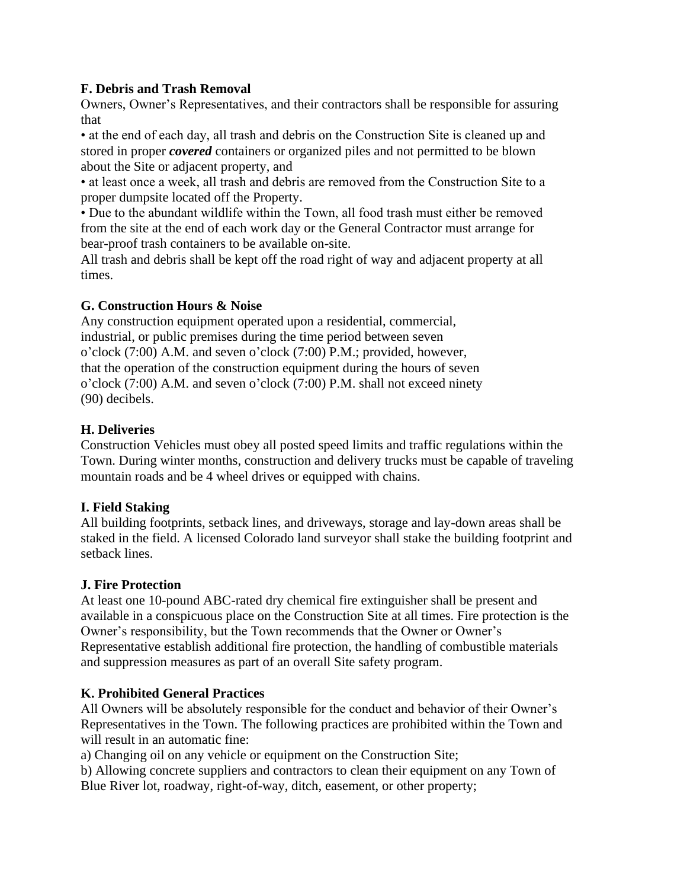**F. Debris and Trash Removal**

Owners, Owner's Representatives, and their contractors shall be responsible for assuring that

- at the end of each day, all trash and debris on the Construction Site is cleaned up and stored in proper ***covered*** containers or organized piles and not permitted to be blown about the Site or adjacent property, and
- at least once a week, all trash and debris are removed from the Construction Site to a proper dumpsite located off the Property.
- Due to the abundant wildlife within the Town, all food trash must either be removed from the site at the end of each work day or the General Contractor must arrange for bear-proof trash containers to be available on-site.

All trash and debris shall be kept off the road right of way and adjacent property at all times.

**G. Construction Hours & Noise**

Any construction equipment operated upon a residential, commercial, industrial, or public premises during the time period between seven o'clock (7:00) A.M. and seven o'clock (7:00) P.M.; provided, however, that the operation of the construction equipment during the hours of seven o'clock (7:00) A.M. and seven o'clock (7:00) P.M. shall not exceed ninety (90) decibels.

**H. Deliveries**

Construction Vehicles must obey all posted speed limits and traffic regulations within the Town. During winter months, construction and delivery trucks must be capable of traveling mountain roads and be 4 wheel drives or equipped with chains.

**I. Field Staking**

All building footprints, setback lines, and driveways, storage and lay-down areas shall be staked in the field. A licensed Colorado land surveyor shall stake the building footprint and setback lines.

**J. Fire Protection**

At least one 10-pound ABC-rated dry chemical fire extinguisher shall be present and available in a conspicuous place on the Construction Site at all times. Fire protection is the Owner's responsibility, but the Town recommends that the Owner or Owner's Representative establish additional fire protection, the handling of combustible materials and suppression measures as part of an overall Site safety program.

**K. Prohibited General Practices**

All Owners will be absolutely responsible for the conduct and behavior of their Owner's Representatives in the Town. The following practices are prohibited within the Town and will result in an automatic fine:

a) Changing oil on any vehicle or equipment on the Construction Site;

b) Allowing concrete suppliers and contractors to clean their equipment on any Town of Blue River lot, roadway, right-of-way, ditch, easement, or other property;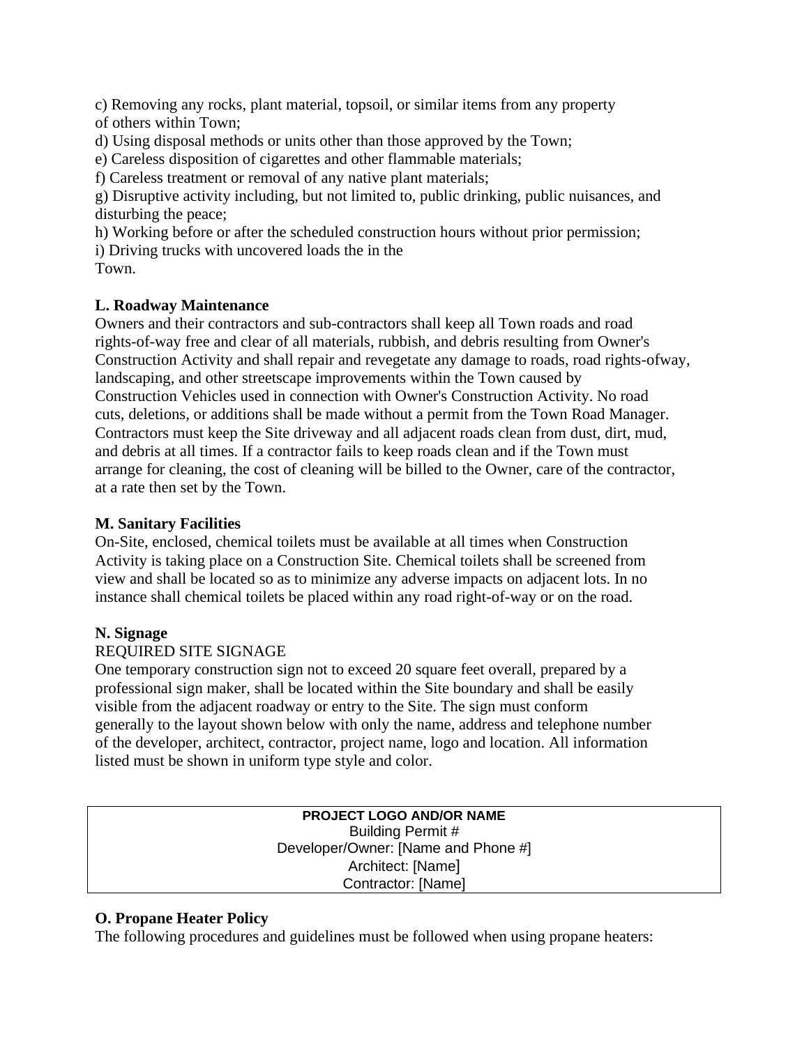c) Removing any rocks, plant material, topsoil, or similar items from any property of others within Town;

d) Using disposal methods or units other than those approved by the Town;

e) Careless disposition of cigarettes and other flammable materials;

f) Careless treatment or removal of any native plant materials;

g) Disruptive activity including, but not limited to, public drinking, public nuisances, and disturbing the peace;

h) Working before or after the scheduled construction hours without prior permission;

i) Driving trucks with uncovered loads the in the Town.

**L. Roadway Maintenance**

Owners and their contractors and sub-contractors shall keep all Town roads and road rights-of-way free and clear of all materials, rubbish, and debris resulting from Owner's Construction Activity and shall repair and revegetate any damage to roads, road rights-ofway, landscaping, and other streetscape improvements within the Town caused by Construction Vehicles used in connection with Owner's Construction Activity. No road cuts, deletions, or additions shall be made without a permit from the Town Road Manager. Contractors must keep the Site driveway and all adjacent roads clean from dust, dirt, mud, and debris at all times. If a contractor fails to keep roads clean and if the Town must arrange for cleaning, the cost of cleaning will be billed to the Owner, care of the contractor, at a rate then set by the Town.

**M. Sanitary Facilities**

On-Site, enclosed, chemical toilets must be available at all times when Construction Activity is taking place on a Construction Site. Chemical toilets shall be screened from view and shall be located so as to minimize any adverse impacts on adjacent lots. In no instance shall chemical toilets be placed within any road right-of-way or on the road.

**N. Signage**

REQUIRED SITE SIGNAGE

One temporary construction sign not to exceed 20 square feet overall, prepared by a professional sign maker, shall be located within the Site boundary and shall be easily visible from the adjacent roadway or entry to the Site. The sign must conform generally to the layout shown below with only the name, address and telephone number of the developer, architect, contractor, project name, logo and location. All information listed must be shown in uniform type style and color.

| **PROJECT LOGO AND/OR NAME** |
|---|
| Building Permit # |
| Developer/Owner: [Name and Phone #] |
| Architect: [Name] |
| Contractor: [Name] |

**O. Propane Heater Policy**

The following procedures and guidelines must be followed when using propane heaters: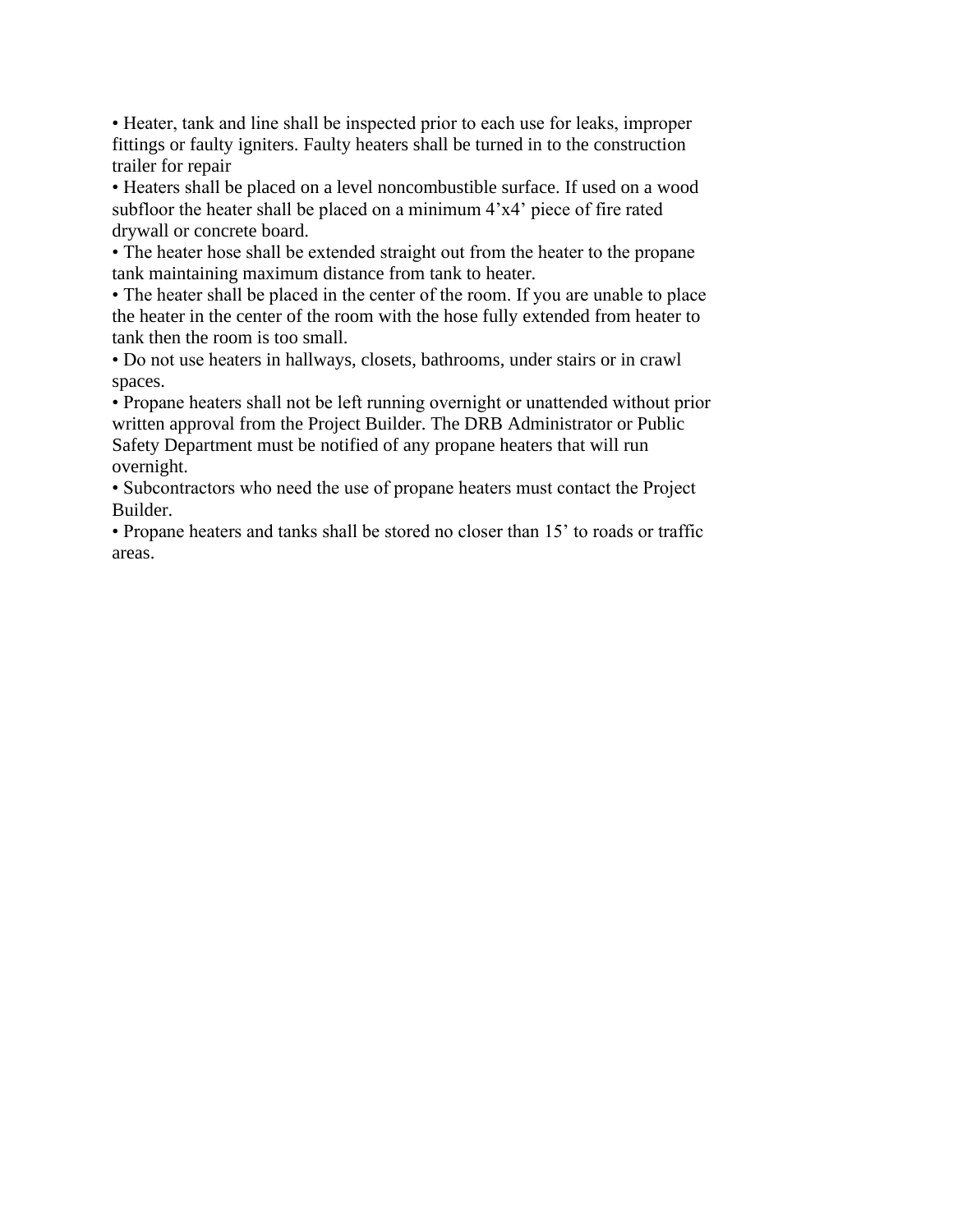- Heater, tank and line shall be inspected prior to each use for leaks, improper fittings or faulty igniters. Faulty heaters shall be turned in to the construction trailer for repair
- Heaters shall be placed on a level noncombustible surface. If used on a wood subfloor the heater shall be placed on a minimum 4'x4' piece of fire rated drywall or concrete board.
- The heater hose shall be extended straight out from the heater to the propane tank maintaining maximum distance from tank to heater.
- The heater shall be placed in the center of the room. If you are unable to place the heater in the center of the room with the hose fully extended from heater to tank then the room is too small.
- Do not use heaters in hallways, closets, bathrooms, under stairs or in crawl spaces.
- Propane heaters shall not be left running overnight or unattended without prior written approval from the Project Builder. The DRB Administrator or Public Safety Department must be notified of any propane heaters that will run overnight.
- Subcontractors who need the use of propane heaters must contact the Project Builder.
- Propane heaters and tanks shall be stored no closer than 15' to roads or traffic areas.